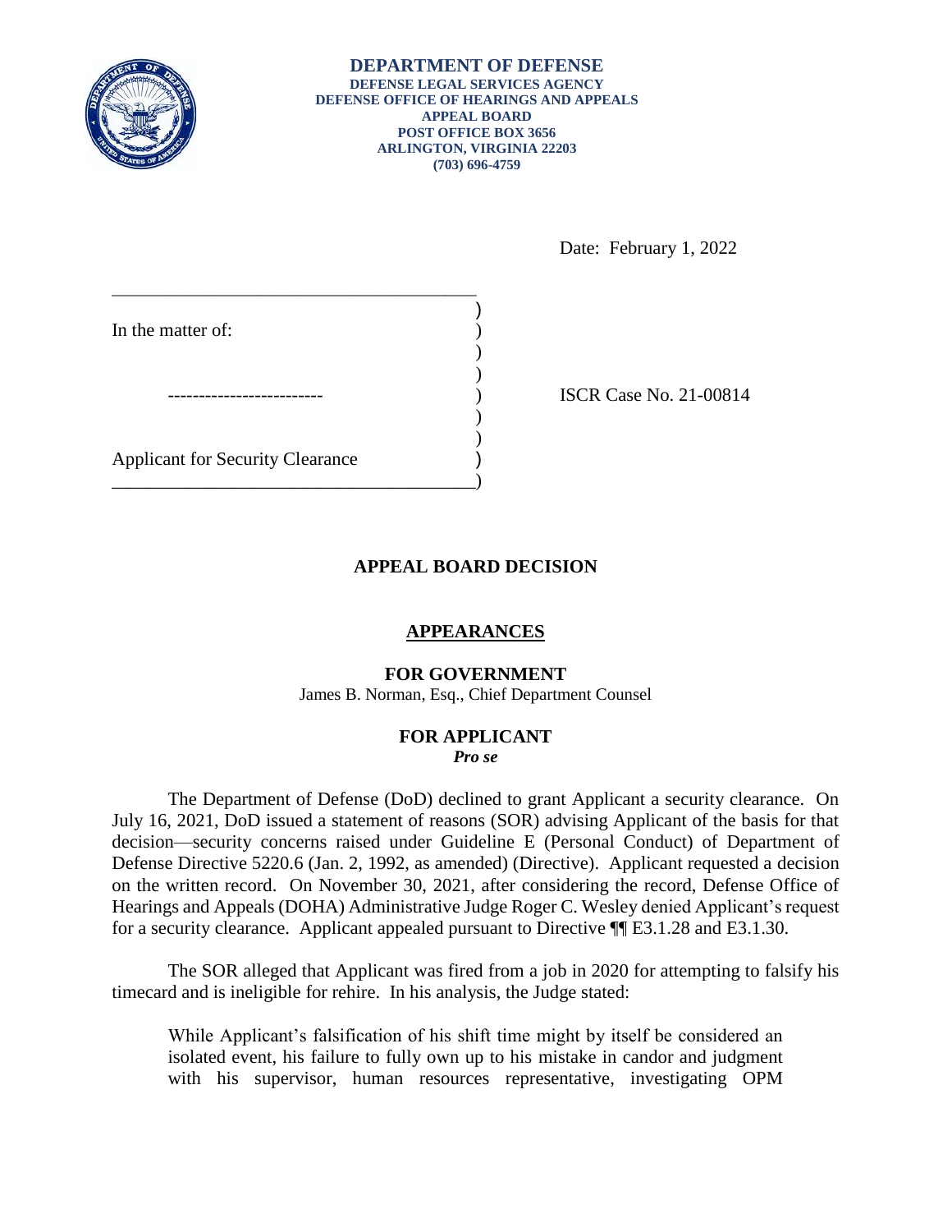**DEPARTMENT OF DEFENSE**
**DEFENSE LEGAL SERVICES AGENCY**
**DEFENSE OFFICE OF HEARINGS AND APPEALS**
**APPEAL BOARD**
**POST OFFICE BOX 3656**
**ARLINGTON, VIRGINIA 22203**
**(703) 696-4759**

Date: February 1, 2022

In the matter of:

------------------------

Applicant for Security Clearance

ISCR Case No. 21-00814

## APPEAL BOARD DECISION

### APPEARANCES

**FOR GOVERNMENT**
James B. Norman, Esq., Chief Department Counsel

**FOR APPLICANT**
***Pro se***

The Department of Defense (DoD) declined to grant Applicant a security clearance. On July 16, 2021, DoD issued a statement of reasons (SOR) advising Applicant of the basis for that decision—security concerns raised under Guideline E (Personal Conduct) of Department of Defense Directive 5220.6 (Jan. 2, 1992, as amended) (Directive). Applicant requested a decision on the written record. On November 30, 2021, after considering the record, Defense Office of Hearings and Appeals (DOHA) Administrative Judge Roger C. Wesley denied Applicant's request for a security clearance. Applicant appealed pursuant to Directive ¶¶ E3.1.28 and E3.1.30.

The SOR alleged that Applicant was fired from a job in 2020 for attempting to falsify his timecard and is ineligible for rehire. In his analysis, the Judge stated:

> While Applicant's falsification of his shift time might by itself be considered an isolated event, his failure to fully own up to his mistake in candor and judgment with his supervisor, human resources representative, investigating OPM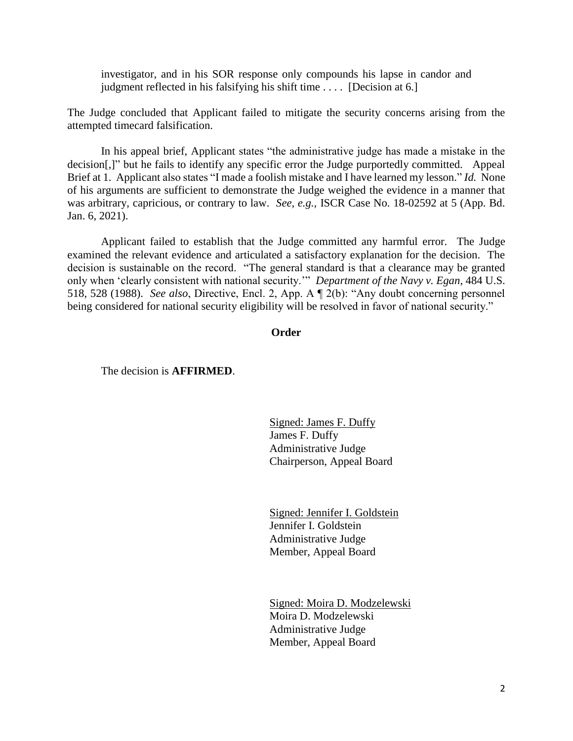investigator, and in his SOR response only compounds his lapse in candor and judgment reflected in his falsifying his shift time . . . . [Decision at 6.]

The Judge concluded that Applicant failed to mitigate the security concerns arising from the attempted timecard falsification.

In his appeal brief, Applicant states "the administrative judge has made a mistake in the decision[,]" but he fails to identify any specific error the Judge purportedly committed. Appeal Brief at 1. Applicant also states "I made a foolish mistake and I have learned my lesson." *Id.* None of his arguments are sufficient to demonstrate the Judge weighed the evidence in a manner that was arbitrary, capricious, or contrary to law. *See, e.g.*, ISCR Case No. 18-02592 at 5 (App. Bd. Jan. 6, 2021).

Applicant failed to establish that the Judge committed any harmful error. The Judge examined the relevant evidence and articulated a satisfactory explanation for the decision. The decision is sustainable on the record. "The general standard is that a clearance may be granted only when 'clearly consistent with national security.'" *Department of the Navy v. Egan*, 484 U.S. 518, 528 (1988). *See also*, Directive, Encl. 2, App. A ¶ 2(b): "Any doubt concerning personnel being considered for national security eligibility will be resolved in favor of national security."

## Order

The decision is **AFFIRMED**.

Signed: James F. Duffy
James F. Duffy
Administrative Judge
Chairperson, Appeal Board

Signed: Jennifer I. Goldstein
Jennifer I. Goldstein
Administrative Judge
Member, Appeal Board

Signed: Moira D. Modzelewski
Moira D. Modzelewski
Administrative Judge
Member, Appeal Board